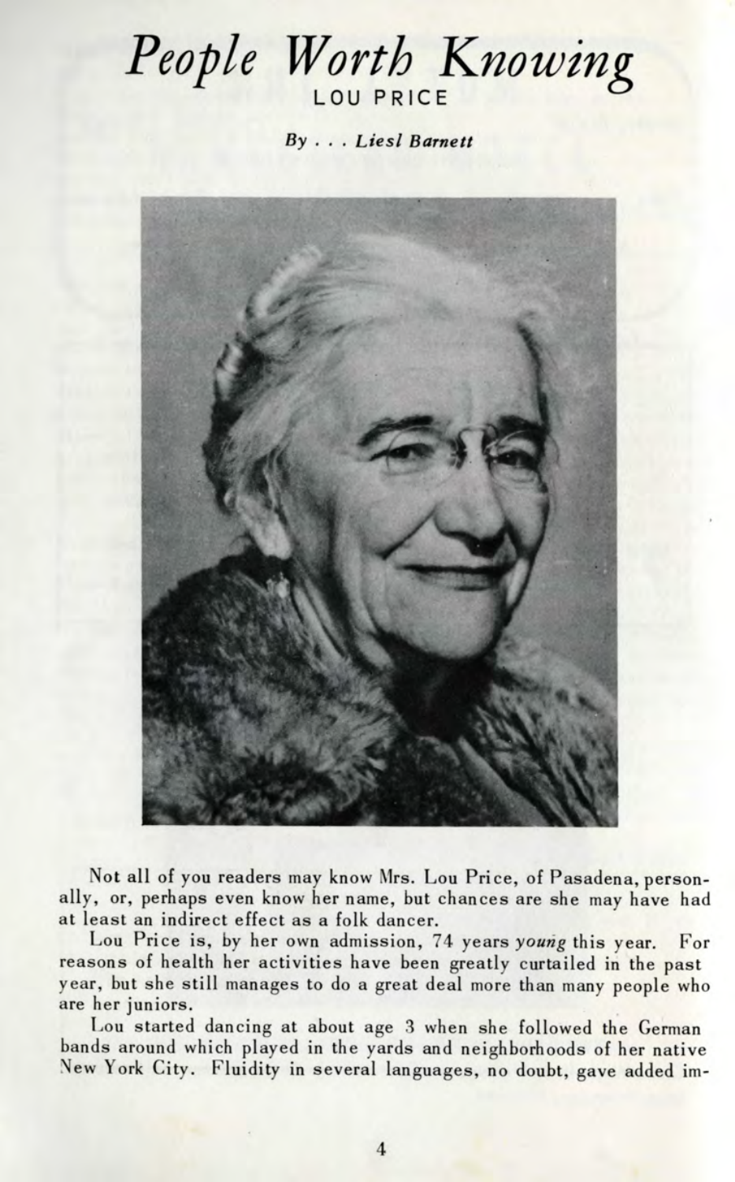# *People Worth Knowing*

## LOU PRICE

*By . . . Liesl Barnett*

Not all of you readers may know Mrs. Lou Price, of Pasadena, personally, or, perhaps even know her name, but chances are she may have had at least an indirect effect as a folk dancer.

Lou Price is, by her own admission, 74 years *young* this year. For reasons of health her activities have been greatly curtailed in the past year, but she still manages to do a great deal more than many people who are her juniors.

Lou started dancing at about age 3 when she followed the German bands around which played in the yards and neighborhoods of her native New York City. Fluidity in several languages, no doubt, gave added im-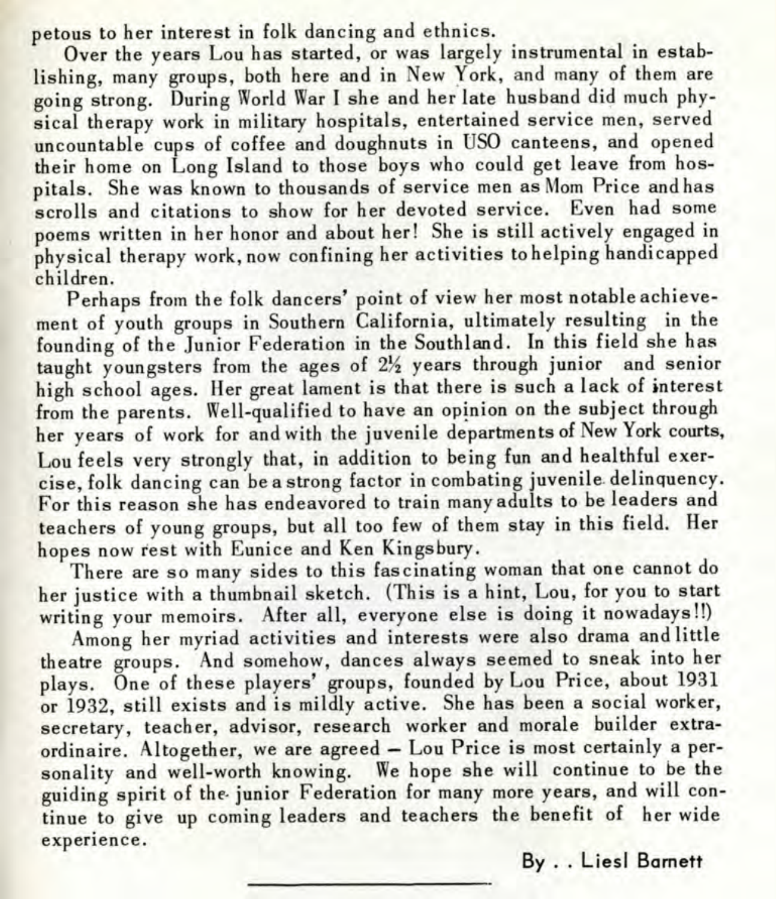petous to her interest in folk dancing and ethnics.

Over the years Lou has started, or was largely instrumental in establishing, many groups, both here and in New York, and many of them are going strong. During World War I she and her late husband did much physical therapy work in military hospitals, entertained service men, served uncountable cups of coffee and doughnuts in USO canteens, and opened their home on Long Island to those boys who could get leave from hospitals. She was known to thousands of service men as Mom Price and has scrolls and citations to show for her devoted service. Even had some poems written in her honor and about her! She is still actively engaged in physical therapy work, now confining her activities to helping handicapped children.

Perhaps from the folk dancers' point of view her most notable achievement of youth groups in Southern California, ultimately resulting in the founding of the Junior Federation in the Southland. In this field she has taught youngsters from the ages of 2½ years through junior and senior high school ages. Her great lament is that there is such a lack of interest from the parents. Well-qualified to have an opinion on the subject through her years of work for and with the juvenile departments of New York courts, Lou feels very strongly that, in addition to being fun and healthful exercise, folk dancing can be a strong factor in combating juvenile delinquency. For this reason she has endeavored to train many adults to be leaders and teachers of young groups, but all too few of them stay in this field. Her hopes now rest with Eunice and Ken Kingsbury.

There are so many sides to this fascinating woman that one cannot do her justice with a thumbnail sketch. (This is a hint, Lou, for you to start writing your memoirs. After all, everyone else is doing it nowadays!!)

Among her myriad activities and interests were also drama and little theatre groups. And somehow, dances always seemed to sneak into her plays. One of these players' groups, founded by Lou Price, about 1931 or 1932, still exists and is mildly active. She has been a social worker, secretary, teacher, advisor, research worker and morale builder extraordinaire. Altogether, we are agreed – Lou Price is most certainly a personality and well-worth knowing. We hope she will continue to be the guiding spirit of the junior Federation for many more years, and will continue to give up coming leaders and teachers the benefit of her wide experience.

By . . Liesl Barnett